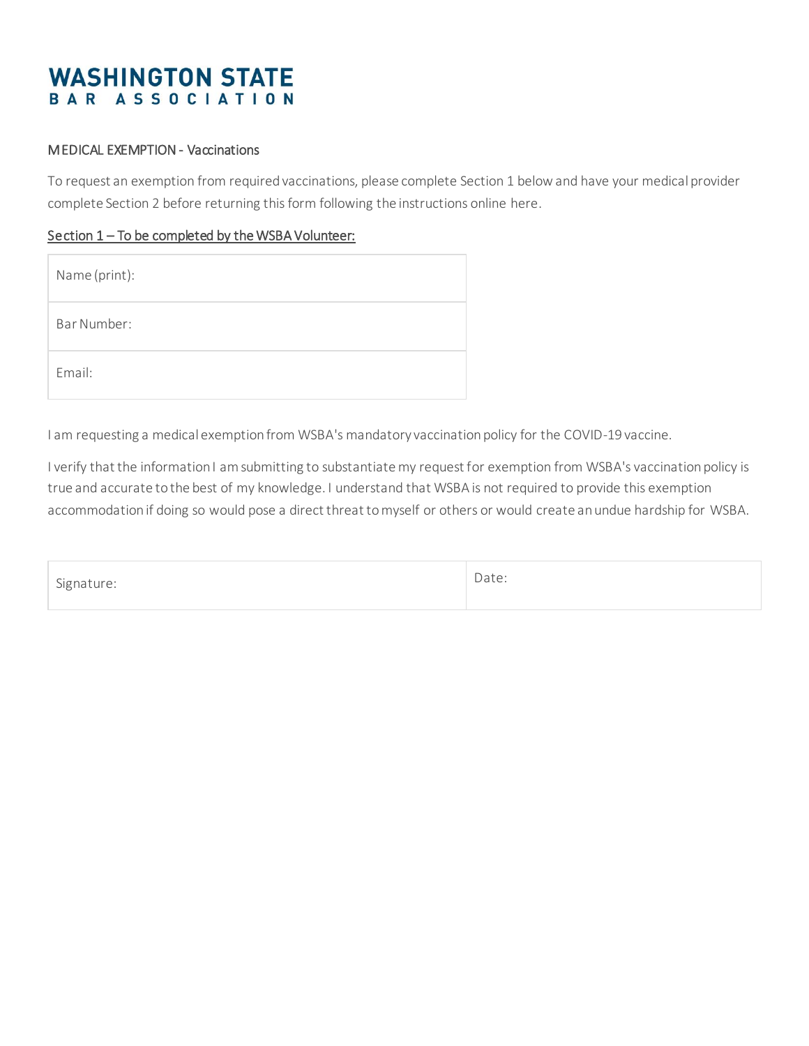# WASHINGTON STATE
## BAR ASSOCIATION

MEDICAL EXEMPTION - Vaccinations

To request an exemption from required vaccinations, please complete Section 1 below and have your medical provider complete Section 2 before returning this form following the instructions online here.

<u>Section 1 – To be completed by the WSBA Volunteer:</u>

| Name (print): |
| --- |
| Bar Number: |
| Email: |

I am requesting a medical exemption from WSBA's mandatory vaccination policy for the COVID-19 vaccine.

I verify that the information I am submitting to substantiate my request for exemption from WSBA's vaccination policy is true and accurate to the best of my knowledge. I understand that WSBA is not required to provide this exemption accommodation if doing so would pose a direct threat to myself or others or would create an undue hardship for WSBA.

| Signature: | Date: |
| --- | --- |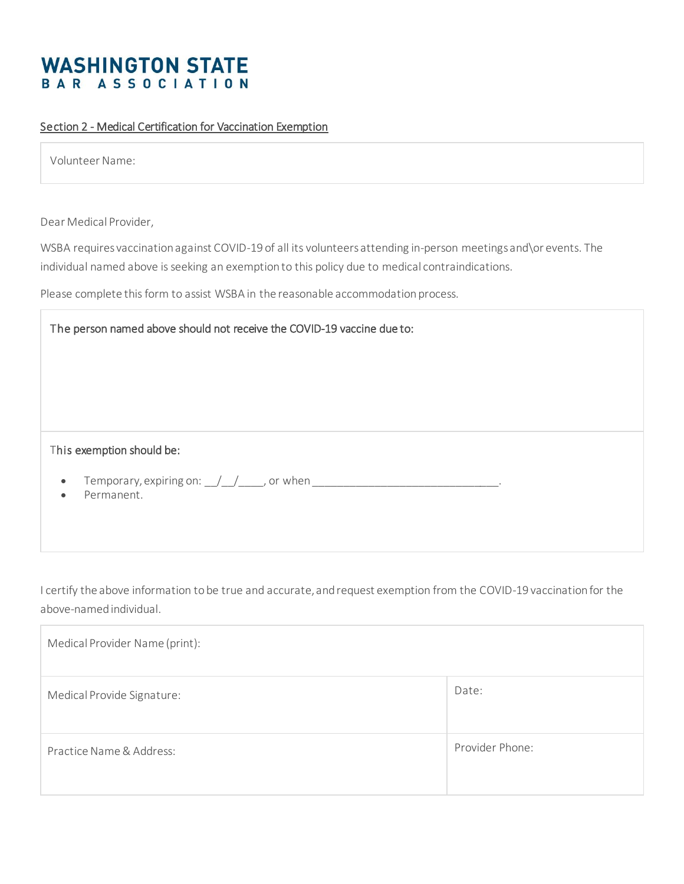**WASHINGTON STATE**
**BAR ASSOCIATION**

Section 2 - Medical Certification for Vaccination Exemption

| |
|---|
| Volunteer Name: |

Dear Medical Provider,

WSBA requires vaccination against COVID-19 of all its volunteers attending in-person meetings and\or events. The individual named above is seeking an exemption to this policy due to medical contraindications.

Please complete this form to assist WSBA in the reasonable accommodation process.

| |
|---|
| The person named above should not receive the COVID-19 vaccine due to: |
| This exemption should be:<br>• Temporary, expiring on: __/__/____, or when ______________________________.<br>• Permanent. |

I certify the above information to be true and accurate, and request exemption from the COVID-19 vaccination for the above-named individual.

| | |
|---|---|
| Medical Provider Name (print): | |
| Medical Provide Signature: | Date: |
| Practice Name & Address: | Provider Phone: |